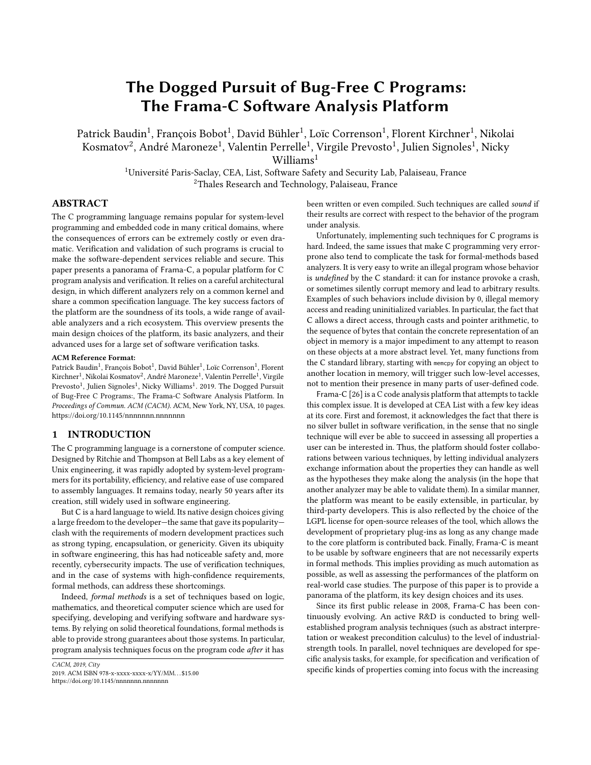# The Dogged Pursuit of Bug-Free C Programs: The Frama-C Software Analysis Platform

Patrick Baudin[1], François Bobot[1], David Bühler[1], Loïc Correnson[1], Florent Kirchner[1], Nikolai Kosmatov[2], André Maroneze[1], Valentin Perrelle[1], Virgile Prevosto[1], Julien Signoles[1], Nicky Williams[1]

[1]Université Paris-Saclay, CEA, List, Software Safety and Security Lab, Palaiseau, France

[2]Thales Research and Technology, Palaiseau, France

## ABSTRACT

The C programming language remains popular for system-level programming and embedded code in many critical domains, where the consequences of errors can be extremely costly or even dramatic. Verification and validation of such programs is crucial to make the software-dependent services reliable and secure. This paper presents a panorama of Frama-C, a popular platform for C program analysis and verification. It relies on a careful architectural design, in which different analyzers rely on a common kernel and share a common specification language. The key success factors of the platform are the soundness of its tools, a wide range of available analyzers and a rich ecosystem. This overview presents the main design choices of the platform, its basic analyzers, and their advanced uses for a large set of software verification tasks.

**ACM Reference Format:**

Patrick Baudin[1], François Bobot[1], David Bühler[1], Loïc Correnson[1], Florent Kirchner[1], Nikolai Kosmatov[2], André Maroneze[1], Valentin Perrelle[1], Virgile Prevosto[1], Julien Signoles[1], Nicky Williams[1]. 2019. The Dogged Pursuit of Bug-Free C Programs:, The Frama-C Software Analysis Platform. In *Proceedings of Commun. ACM (CACM).* ACM, New York, NY, USA, 10 pages. https://doi.org/10.1145/nnnnnnn.nnnnnnn

## 1 INTRODUCTION

The C programming language is a cornerstone of computer science. Designed by Ritchie and Thompson at Bell Labs as a key element of Unix engineering, it was rapidly adopted by system-level programmers for its portability, efficiency, and relative ease of use compared to assembly languages. It remains today, nearly 50 years after its creation, still widely used in software engineering.

But C is a hard language to wield. Its native design choices giving a large freedom to the developer—the same that gave its popularity—clash with the requirements of modern development practices such as strong typing, encapsulation, or genericity. Given its ubiquity in software engineering, this has had noticeable safety and, more recently, cybersecurity impacts. The use of verification techniques, and in the case of systems with high-confidence requirements, formal methods, can address these shortcomings.

Indeed, *formal methods* is a set of techniques based on logic, mathematics, and theoretical computer science which are used for specifying, developing and verifying software and hardware systems. By relying on solid theoretical foundations, formal methods is able to provide strong guarantees about those systems. In particular, program analysis techniques focus on the program code *after* it has been written or even compiled. Such techniques are called *sound* if their results are correct with respect to the behavior of the program under analysis.

Unfortunately, implementing such techniques for C programs is hard. Indeed, the same issues that make C programming very error-prone also tend to complicate the task for formal-methods based analyzers. It is very easy to write an illegal program whose behavior is *undefined* by the C standard: it can for instance provoke a crash, or sometimes silently corrupt memory and lead to arbitrary results. Examples of such behaviors include division by 0, illegal memory access and reading uninitialized variables. In particular, the fact that C allows a direct access, through casts and pointer arithmetic, to the sequence of bytes that contain the concrete representation of an object in memory is a major impediment to any attempt to reason on these objects at a more abstract level. Yet, many functions from the C standard library, starting with `memcpy` for copying an object to another location in memory, will trigger such low-level accesses, not to mention their presence in many parts of user-defined code.

Frama-C [26] is a C code analysis platform that attempts to tackle this complex issue. It is developed at CEA List with a few key ideas at its core. First and foremost, it acknowledges the fact that there is no silver bullet in software verification, in the sense that no single technique will ever be able to succeed in assessing all properties a user can be interested in. Thus, the platform should foster collaborations between various techniques, by letting individual analyzers exchange information about the properties they can handle as well as the hypotheses they make along the analysis (in the hope that another analyzer may be able to validate them). In a similar manner, the platform was meant to be easily extensible, in particular, by third-party developers. This is also reflected by the choice of the LGPL license for open-source releases of the tool, which allows the development of proprietary plug-ins as long as any change made to the core platform is contributed back. Finally, Frama-C is meant to be usable by software engineers that are not necessarily experts in formal methods. This implies providing as much automation as possible, as well as assessing the performances of the platform on real-world case studies. The purpose of this paper is to provide a panorama of the platform, its key design choices and its uses.

Since its first public release in 2008, Frama-C has been continuously evolving. An active R&D is conducted to bring well-established program analysis techniques (such as abstract interpretation or weakest precondition calculus) to the level of industrial-strength tools. In parallel, novel techniques are developed for specific analysis tasks, for example, for specification and verification of specific kinds of properties coming into focus with the increasing

*CACM, 2019, City*
2019. ACM ISBN 978-x-xxxx-xxxx-x/YY/MM...$15.00
https://doi.org/10.1145/nnnnnnn.nnnnnnn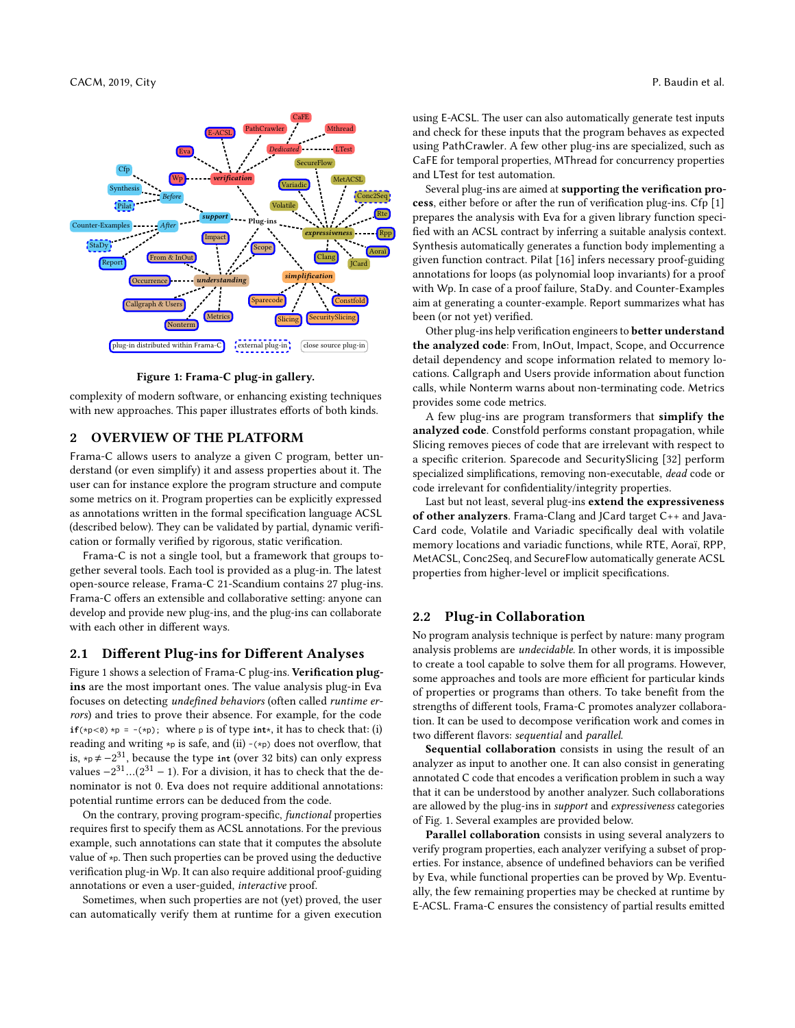Figure 1: Frama-C plug-in gallery.

complexity of modern software, or enhancing existing techniques with new approaches. This paper illustrates efforts of both kinds.

## 2 OVERVIEW OF THE PLATFORM

Frama-C allows users to analyze a given C program, better understand (or even simplify) it and assess properties about it. The user can for instance explore the program structure and compute some metrics on it. Program properties can be explicitly expressed as annotations written in the formal specification language ACSL (described below). They can be validated by partial, dynamic verification or formally verified by rigorous, static verification.

Frama-C is not a single tool, but a framework that groups together several tools. Each tool is provided as a plug-in. The latest open-source release, Frama-C 21-Scandium contains 27 plug-ins. Frama-C offers an extensible and collaborative setting: anyone can develop and provide new plug-ins, and the plug-ins can collaborate with each other in different ways.

### 2.1 Different Plug-ins for Different Analyses

Figure 1 shows a selection of Frama-C plug-ins. **Verification plug-ins** are the most important ones. The value analysis plug-in Eva focuses on detecting *undefined behaviors* (often called *runtime errors*) and tries to prove their absence. For example, for the code `if(*p<0) *p = -(*p);` where `p` is of type `int*`, it has to check that: (i) reading and writing `*p` is safe, and (ii) `-(*p)` does not overflow, that is, `*p` $\neq -2^{31}$, because the type `int` (over 32 bits) can only express values $-2^{31}\ldots(2^{31}-1)$. For a division, it has to check that the denominator is not 0. Eva does not require additional annotations: potential runtime errors can be deduced from the code.

On the contrary, proving program-specific, *functional* properties requires first to specify them as ACSL annotations. For the previous example, such annotations can state that it computes the absolute value of `*p`. Then such properties can be proved using the deductive verification plug-in Wp. It can also require additional proof-guiding annotations or even a user-guided, *interactive* proof.

Sometimes, when such properties are not (yet) proved, the user can automatically verify them at runtime for a given execution using E-ACSL. The user can also automatically generate test inputs and check for these inputs that the program behaves as expected using PathCrawler. A few other plug-ins are specialized, such as CaFE for temporal properties, MThread for concurrency properties and LTest for test automation.

Several plug-ins are aimed at **supporting the verification process**, either before or after the run of verification plug-ins. Cfp [1] prepares the analysis with Eva for a given library function specified with an ACSL contract by inferring a suitable analysis context. Synthesis automatically generates a function body implementing a given function contract. Pilat [16] infers necessary proof-guiding annotations for loops (as polynomial loop invariants) for a proof with Wp. In case of a proof failure, StaDy. and Counter-Examples aim at generating a counter-example. Report summarizes what has been (or not yet) verified.

Other plug-ins help verification engineers to **better understand the analyzed code**: From, InOut, Impact, Scope, and Occurrence detail dependency and scope information related to memory locations. Callgraph and Users provide information about function calls, while Nonterm warns about non-terminating code. Metrics provides some code metrics.

A few plug-ins are program transformers that **simplify the analyzed code**. Constfold performs constant propagation, while Slicing removes pieces of code that are irrelevant with respect to a specific criterion. Sparecode and SecuritySlicing [32] perform specialized simplifications, removing non-executable, *dead* code or code irrelevant for confidentiality/integrity properties.

Last but not least, several plug-ins **extend the expressiveness of other analyzers**. Frama-Clang and JCard target C++ and JavaCard code, Volatile and Variadic specifically deal with volatile memory locations and variadic functions, while RTE, Aoraï, RPP, MetACSL, Conc2Seq, and SecureFlow automatically generate ACSL properties from higher-level or implicit specifications.

### 2.2 Plug-in Collaboration

No program analysis technique is perfect by nature: many program analysis problems are *undecidable*. In other words, it is impossible to create a tool capable to solve them for all programs. However, some approaches and tools are more efficient for particular kinds of properties or programs than others. To take benefit from the strengths of different tools, Frama-C promotes analyzer collaboration. It can be used to decompose verification work and comes in two different flavors: *sequential* and *parallel*.

**Sequential collaboration** consists in using the result of an analyzer as input to another one. It can also consist in generating annotated C code that encodes a verification problem in such a way that it can be understood by another analyzer. Such collaborations are allowed by the plug-ins in *support* and *expressiveness* categories of Fig. 1. Several examples are provided below.

**Parallel collaboration** consists in using several analyzers to verify program properties, each analyzer verifying a subset of properties. For instance, absence of undefined behaviors can be verified by Eva, while functional properties can be proved by Wp. Eventually, the few remaining properties may be checked at runtime by E-ACSL. Frama-C ensures the consistency of partial results emitted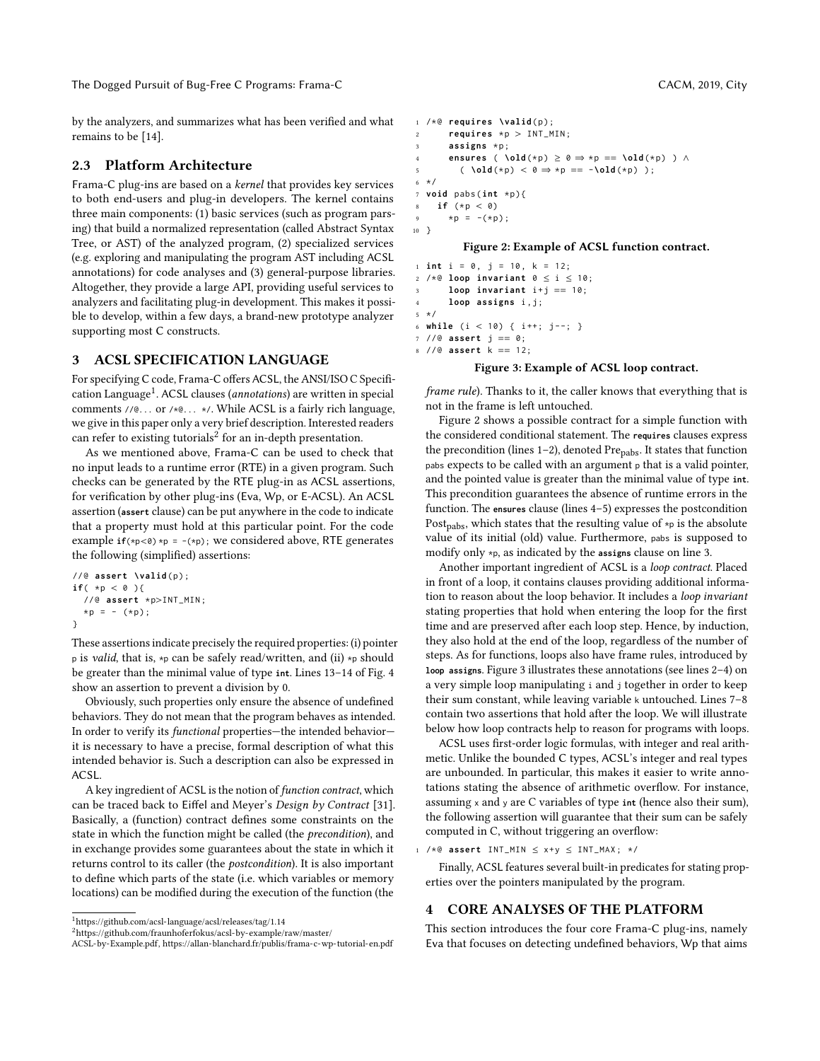by the analyzers, and summarizes what has been verified and what remains to be [14].

### 2.3 Platform Architecture

Frama-C plug-ins are based on a *kernel* that provides key services to both end-users and plug-in developers. The kernel contains three main components: (1) basic services (such as program parsing) that build a normalized representation (called Abstract Syntax Tree, or AST) of the analyzed program, (2) specialized services (e.g. exploring and manipulating the program AST including ACSL annotations) for code analyses and (3) general-purpose libraries. Altogether, they provide a large API, providing useful services to analyzers and facilitating plug-in development. This makes it possible to develop, within a few days, a brand-new prototype analyzer supporting most C constructs.

## 3 ACSL SPECIFICATION LANGUAGE

For specifying C code, Frama-C offers ACSL, the ANSI/ISO C Specification Language[1]. ACSL clauses (*annotations*) are written in special comments `//@...` or `/*@... */`. While ACSL is a fairly rich language, we give in this paper only a very brief description. Interested readers can refer to existing tutorials[2] for an in-depth presentation.

As we mentioned above, Frama-C can be used to check that no input leads to a runtime error (RTE) in a given program. Such checks can be generated by the RTE plug-in as ACSL assertions, for verification by other plug-ins (Eva, Wp, or E-ACSL). An ACSL assertion (`assert` clause) can be put anywhere in the code to indicate that a property must hold at this particular point. For the code example `if(*p<0) *p = -(*p);` we considered above, RTE generates the following (simplified) assertions:

```
//@ assert \valid(p);
if( *p < 0 ){
  //@ assert *p>INT_MIN;
  *p = - (*p);
}
```

These assertions indicate precisely the required properties: (i) pointer `p` is *valid*, that is, `*p` can be safely read/written, and (ii) `*p` should be greater than the minimal value of type `int`. Lines 13–14 of Fig. 4 show an assertion to prevent a division by 0.

Obviously, such properties only ensure the absence of undefined behaviors. They do not mean that the program behaves as intended. In order to verify its *functional* properties—the intended behavior—it is necessary to have a precise, formal description of what this intended behavior is. Such a description can also be expressed in ACSL.

A key ingredient of ACSL is the notion of *function contract*, which can be traced back to Eiffel and Meyer's *Design by Contract* [31]. Basically, a (function) contract defines some constraints on the state in which the function might be called (the *precondition*), and in exchange provides some guarantees about the state in which it returns control to its caller (the *postcondition*). It is also important to define which parts of the state (i.e. which variables or memory locations) can be modified during the execution of the function (the *frame rule*). Thanks to it, the caller knows that everything that is not in the frame is left untouched.

```
1  /*@ requires \valid(p);
2      requires *p > INT_MIN;
3      assigns *p;
4      ensures ( \old(*p) ≥ 0 ⇒ *p == \old(*p) ) ∧
5        ( \old(*p) < 0 ⇒ *p == -\old(*p) );
6  */
7  void pabs(int *p){
8    if (*p < 0)
9      *p = -(*p);
10 }
```

**Figure 2: Example of ACSL function contract.**

```
1  int i = 0, j = 10, k = 12;
2  /*@ loop invariant 0 ≤ i ≤ 10;
3      loop invariant i+j == 10;
4      loop assigns i,j;
5  */
6  while (i < 10) { i++; j--; }
7  //@ assert j == 0;
8  //@ assert k == 12;
```

**Figure 3: Example of ACSL loop contract.**

Figure 2 shows a possible contract for a simple function with the considered conditional statement. The `requires` clauses express the precondition (lines 1–2), denoted $\text{Pre}_{\text{pabs}}$. It states that function `pabs` expects to be called with an argument `p` that is a valid pointer, and the pointed value is greater than the minimal value of type `int`. This precondition guarantees the absence of runtime errors in the function. The `ensures` clause (lines 4–5) expresses the postcondition $\text{Post}_{\text{pabs}}$, which states that the resulting value of `*p` is the absolute value of its initial (old) value. Furthermore, `pabs` is supposed to modify only `*p`, as indicated by the `assigns` clause on line 3.

Another important ingredient of ACSL is a *loop contract*. Placed in front of a loop, it contains clauses providing additional information to reason about the loop behavior. It includes a *loop invariant* stating properties that hold when entering the loop for the first time and are preserved after each loop step. Hence, by induction, they also hold at the end of the loop, regardless of the number of steps. As for functions, loops also have frame rules, introduced by `loop assigns`. Figure 3 illustrates these annotations (see lines 2–4) on a very simple loop manipulating `i` and `j` together in order to keep their sum constant, while leaving variable `k` untouched. Lines 7–8 contain two assertions that hold after the loop. We will illustrate below how loop contracts help to reason for programs with loops.

ACSL uses first-order logic formulas, with integer and real arithmetic. Unlike the bounded C types, ACSL's integer and real types are unbounded. In particular, this makes it easier to write annotations stating the absence of arithmetic overflow. For instance, assuming `x` and `y` are C variables of type `int` (hence also their sum), the following assertion will guarantee that their sum can be safely computed in C, without triggering an overflow:

```
1  /*@ assert INT_MIN ≤ x+y ≤ INT_MAX; */
```

Finally, ACSL features several built-in predicates for stating properties over the pointers manipulated by the program.

## 4 CORE ANALYSES OF THE PLATFORM

This section introduces the four core Frama-C plug-ins, namely Eva that focuses on detecting undefined behaviors, Wp that aims

---

[1] https://github.com/acsl-language/acsl/releases/tag/1.14

[2] https://github.com/fraunhoferfokus/acsl-by-example/raw/master/ACSL-by-Example.pdf, https://allan-blanchard.fr/publis/frama-c-wp-tutorial-en.pdf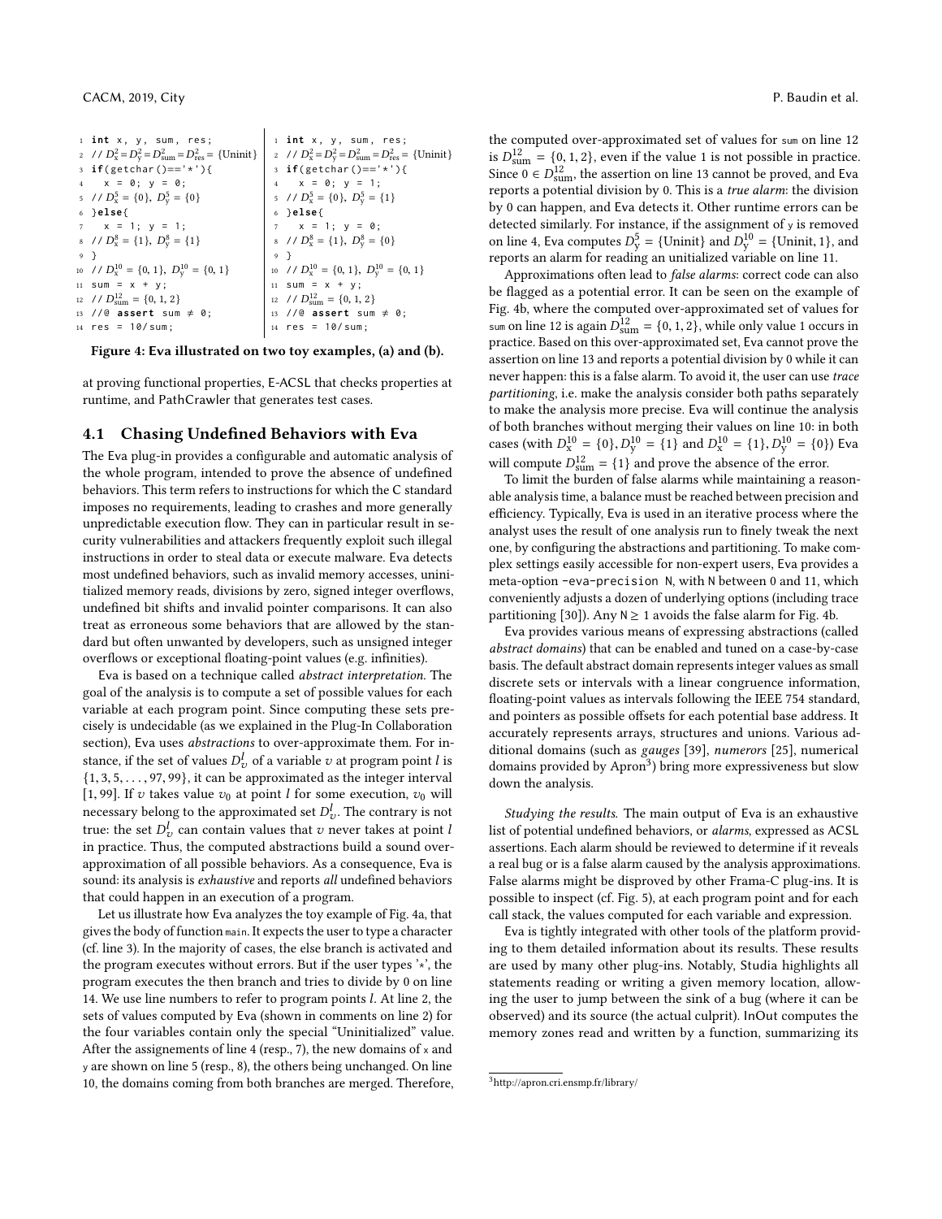```c
1  int x, y, sum, res;
2  // D^2_x = D^2_y = D^2_sum = D^2_res = {Uninit}
3  if(getchar()=='*'){
4    x = 0; y = 0;
5  // D^5_x = {0}, D^5_y = {0}
6  }else{
7    x = 1; y = 1;
8  // D^8_x = {1}, D^8_y = {1}
9  }
10 // D^10_x = {0, 1}, D^10_y = {0, 1}
11 sum = x + y;
12 // D^12_sum = {0, 1, 2}
13 //@ assert sum ≠ 0;
14 res = 10/sum;
```

```c
1  int x, y, sum, res;
2  // D^2_x = D^2_y = D^2_sum = D^2_res = {Uninit}
3  if(getchar()=='*'){
4    x = 0; y = 1;
5  // D^5_x = {0}, D^5_y = {1}
6  }else{
7    x = 1; y = 0;
8  // D^8_x = {1}, D^8_y = {0}
9  }
10 // D^10_x = {0, 1}, D^10_y = {0, 1}
11 sum = x + y;
12 // D^12_sum = {0, 1, 2}
13 //@ assert sum ≠ 0;
14 res = 10/sum;
```

**Figure 4: Eva illustrated on two toy examples, (a) and (b).**

at proving functional properties, E-ACSL that checks properties at runtime, and PathCrawler that generates test cases.

## 4.1 Chasing Undefined Behaviors with Eva

The Eva plug-in provides a configurable and automatic analysis of the whole program, intended to prove the absence of undefined behaviors. This term refers to instructions for which the C standard imposes no requirements, leading to crashes and more generally unpredictable execution flow. They can in particular result in security vulnerabilities and attackers frequently exploit such illegal instructions in order to steal data or execute malware. Eva detects most undefined behaviors, such as invalid memory accesses, uninitialized memory reads, divisions by zero, signed integer overflows, undefined bit shifts and invalid pointer comparisons. It can also treat as erroneous some behaviors that are allowed by the standard but often unwanted by developers, such as unsigned integer overflows or exceptional floating-point values (e.g. infinities).

Eva is based on a technique called *abstract interpretation*. The goal of the analysis is to compute a set of possible values for each variable at each program point. Since computing these sets precisely is undecidable (as we explained in the Plug-In Collaboration section), Eva uses *abstractions* to over-approximate them. For instance, if the set of values $D^l_v$ of a variable $v$ at program point $l$ is $\{1, 3, 5, \ldots, 97, 99\}$, it can be approximated as the integer interval $[1, 99]$. If $v$ takes value $v_0$ at point $l$ for some execution, $v_0$ will necessary belong to the approximated set $D^l_v$. The contrary is not true: the set $D^l_v$ can contain values that $v$ never takes at point $l$ in practice. Thus, the computed abstractions build a sound over-approximation of all possible behaviors. As a consequence, Eva is sound: its analysis is *exhaustive* and reports *all* undefined behaviors that could happen in an execution of a program.

Let us illustrate how Eva analyzes the toy example of Fig. 4a, that gives the body of function `main`. It expects the user to type a character (cf. line 3). In the majority of cases, the else branch is activated and the program executes without errors. But if the user types '*', the program executes the then branch and tries to divide by 0 on line 14. We use line numbers to refer to program points $l$. At line 2, the sets of values computed by Eva (shown in comments on line 2) for the four variables contain only the special "Uninitialized" value. After the assignements of line 4 (resp., 7), the new domains of `x` and `y` are shown on line 5 (resp., 8), the others being unchanged. On line 10, the domains coming from both branches are merged. Therefore, the computed over-approximated set of values for `sum` on line 12 is $D^{12}_{\text{sum}} = \{0, 1, 2\}$, even if the value 1 is not possible in practice. Since $0 \in D^{12}_{\text{sum}}$, the assertion on line 13 cannot be proved, and Eva reports a potential division by 0. This is a *true alarm*: the division by 0 can happen, and Eva detects it. Other runtime errors can be detected similarly. For instance, if the assignment of `y` is removed on line 4, Eva computes $D^5_{\text{y}} = \{\text{Uninit}\}$ and $D^{10}_{\text{y}} = \{\text{Uninit}, 1\}$, and reports an alarm for reading an unitialized variable on line 11.

Approximations often lead to *false alarms*: correct code can also be flagged as a potential error. It can be seen on the example of Fig. 4b, where the computed over-approximated set of values for `sum` on line 12 is again $D^{12}_{\text{sum}} = \{0, 1, 2\}$, while only value 1 occurs in practice. Based on this over-approximated set, Eva cannot prove the assertion on line 13 and reports a potential division by 0 while it can never happen: this is a false alarm. To avoid it, the user can use *trace partitioning*, i.e. make the analysis consider both paths separately to make the analysis more precise. Eva will continue the analysis of both branches without merging their values on line 10: in both cases (with $D^{10}_{\text{x}} = \{0\}, D^{10}_{\text{y}} = \{1\}$ and $D^{10}_{\text{x}} = \{1\}, D^{10}_{\text{y}} = \{0\}$) Eva will compute $D^{12}_{\text{sum}} = \{1\}$ and prove the absence of the error.

To limit the burden of false alarms while maintaining a reasonable analysis time, a balance must be reached between precision and efficiency. Typically, Eva is used in an iterative process where the analyst uses the result of one analysis run to finely tweak the next one, by configuring the abstractions and partitioning. To make complex settings easily accessible for non-expert users, Eva provides a meta-option `-eva-precision N`, with `N` between 0 and 11, which conveniently adjusts a dozen of underlying options (including trace partitioning [30]). Any $\mathtt{N} \geq 1$ avoids the false alarm for Fig. 4b.

Eva provides various means of expressing abstractions (called *abstract domains*) that can be enabled and tuned on a case-by-case basis. The default abstract domain represents integer values as small discrete sets or intervals with a linear congruence information, floating-point values as intervals following the IEEE 754 standard, and pointers as possible offsets for each potential base address. It accurately represents arrays, structures and unions. Various additional domains (such as *gauges* [39], *numerors* [25], numerical domains provided by Apron[3]) bring more expressiveness but slow down the analysis.

*Studying the results.* The main output of Eva is an exhaustive list of potential undefined behaviors, or *alarms*, expressed as ACSL assertions. Each alarm should be reviewed to determine if it reveals a real bug or is a false alarm caused by the analysis approximations. False alarms might be disproved by other Frama-C plug-ins. It is possible to inspect (cf. Fig. 5), at each program point and for each call stack, the values computed for each variable and expression.

Eva is tightly integrated with other tools of the platform providing to them detailed information about its results. These results are used by many other plug-ins. Notably, Studia highlights all statements reading or writing a given memory location, allowing the user to jump between the sink of a bug (where it can be observed) and its source (the actual culprit). InOut computes the memory zones read and written by a function, summarizing its

[3] http://apron.cri.ensmp.fr/library/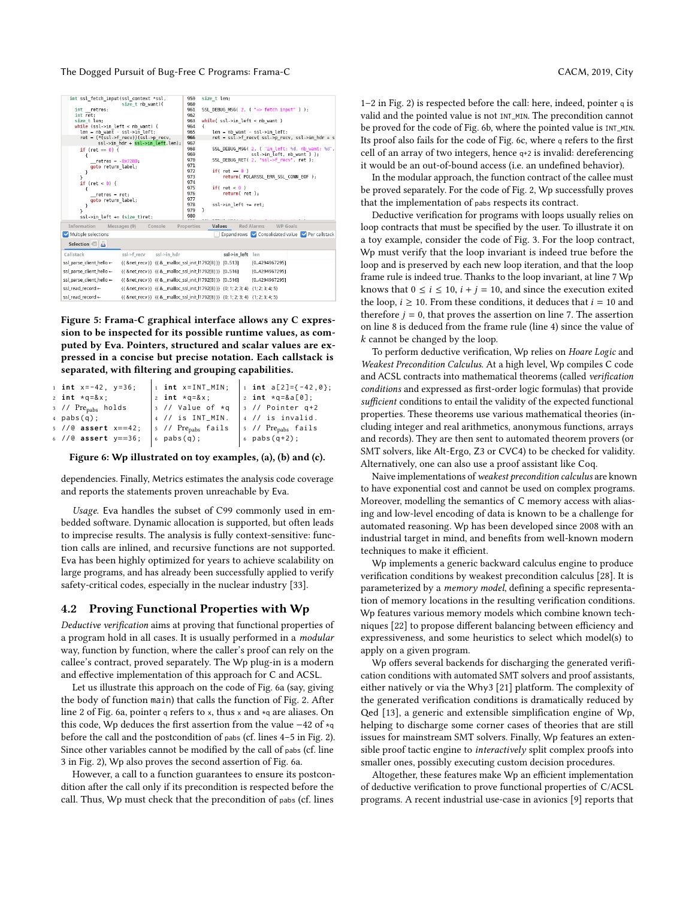Figure 5: Frama-C graphical interface allows any C expression to be inspected for its possible runtime values, as computed by Eva. Pointers, structured and scalar values are expressed in a concise but precise notation. Each callstack is separated, with filtering and grouping capabilities.

```
1 int x=-42, y=36;
2 int *q=&x;
3 // Pre_pabs holds
4 pabs(q);
5 //@ assert x==42;
6 //@ assert y==36;
```

```
1 int x=INT_MIN;
2 int *q=&x;
3 // Value of *q
4 // is INT_MIN.
5 // Pre_pabs fails
6 pabs(q);
```

```
1 int a[2]={-42,0};
2 int *q=&a[0];
3 // Pointer q+2
4 // is invalid.
5 // Pre_pabs fails
6 pabs(q+2);
```

Figure 6: Wp illustrated on toy examples, (a), (b) and (c).

dependencies. Finally, Metrics estimates the analysis code coverage and reports the statements proven unreachable by Eva.

*Usage.* Eva handles the subset of C99 commonly used in embedded software. Dynamic allocation is supported, but often leads to imprecise results. The analysis is fully context-sensitive: function calls are inlined, and recursive functions are not supported. Eva has been highly optimized for years to achieve scalability on large programs, and has already been successfully applied to verify safety-critical codes, especially in the nuclear industry [33].

## 4.2 Proving Functional Properties with Wp

*Deductive verification* aims at proving that functional properties of a program hold in all cases. It is usually performed in a *modular* way, function by function, where the caller's proof can rely on the callee's contract, proved separately. The Wp plug-in is a modern and effective implementation of this approach for C and ACSL.

Let us illustrate this approach on the code of Fig. 6a (say, giving the body of function main) that calls the function of Fig. 2. After line 2 of Fig. 6a, pointer q refers to x, thus x and *q are aliases. On this code, Wp deduces the first assertion from the value −42 of *q before the call and the postcondition of pabs (cf. lines 4–5 in Fig. 2). Since other variables cannot be modified by the call of pabs (cf. line 3 in Fig. 2), Wp also proves the second assertion of Fig. 6a.

However, a call to a function guarantees to ensure its postcondition after the call only if its precondition is respected before the call. Thus, Wp must check that the precondition of pabs (cf. lines 1–2 in Fig. 2) is respected before the call: here, indeed, pointer q is valid and the pointed value is not INT_MIN. The precondition cannot be proved for the code of Fig. 6b, where the pointed value is INT_MIN. Its proof also fails for the code of Fig. 6c, where q refers to the first cell of an array of two integers, hence q+2 is invalid: dereferencing it would be an out-of-bound access (i.e. an undefined behavior).

In the modular approach, the function contract of the callee must be proved separately. For the code of Fig. 2, Wp successfully proves that the implementation of pabs respects its contract.

Deductive verification for programs with loops usually relies on loop contracts that must be specified by the user. To illustrate it on a toy example, consider the code of Fig. 3. For the loop contract, Wp must verify that the loop invariant is indeed true before the loop and is preserved by each new loop iteration, and that the loop frame rule is indeed true. Thanks to the loop invariant, at line 7 Wp knows that $0 \leq i \leq 10$, $i + j = 10$, and since the execution exited the loop, $i \geq 10$. From these conditions, it deduces that $i = 10$ and therefore $j = 0$, that proves the assertion on line 7. The assertion on line 8 is deduced from the frame rule (line 4) since the value of $k$ cannot be changed by the loop.

To perform deductive verification, Wp relies on *Hoare Logic* and *Weakest Precondition Calculus*. At a high level, Wp compiles C code and ACSL contracts into mathematical theorems (called *verification conditions* and expressed as first-order logic formulas) that provide *sufficient* conditions to entail the validity of the expected functional properties. These theorems use various mathematical theories (including integer and real arithmetics, anonymous functions, arrays and records). They are then sent to automated theorem provers (or SMT solvers, like Alt-Ergo, Z3 or CVC4) to be checked for validity. Alternatively, one can also use a proof assistant like Coq.

Naive implementations of *weakest precondition calculus* are known to have exponential cost and cannot be used on complex programs. Moreover, modelling the semantics of C memory access with aliasing and low-level encoding of data is known to be a challenge for automated reasoning. Wp has been developed since 2008 with an industrial target in mind, and benefits from well-known modern techniques to make it efficient.

Wp implements a generic backward calculus engine to produce verification conditions by weakest precondition calculus [28]. It is parameterized by a *memory model*, defining a specific representation of memory locations in the resulting verification conditions. Wp features various memory models which combine known techniques [22] to propose different balancing between efficiency and expressiveness, and some heuristics to select which model(s) to apply on a given program.

Wp offers several backends for discharging the generated verification conditions with automated SMT solvers and proof assistants, either natively or via the Why3 [21] platform. The complexity of the generated verification conditions is dramatically reduced by Qed [13], a generic and extensible simplification engine of Wp, helping to discharge some corner cases of theories that are still issues for mainstream SMT solvers. Finally, Wp features an extensible proof tactic engine to *interactively* split complex proofs into smaller ones, possibly executing custom decision procedures.

Altogether, these features make Wp an efficient implementation of deductive verification to prove functional properties of C/ACSL programs. A recent industrial use-case in avionics [9] reports that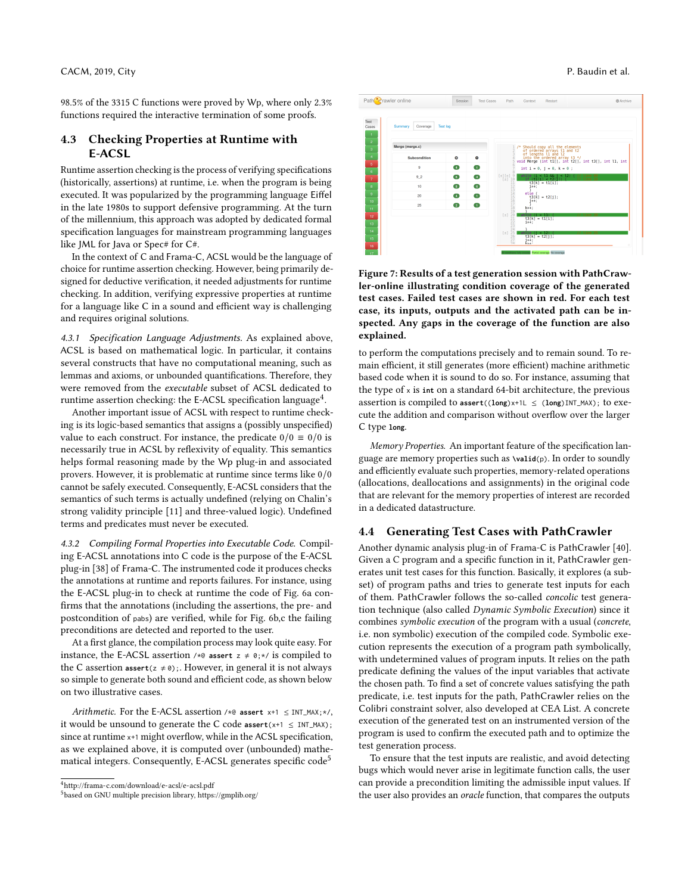98.5% of the 3315 C functions were proved by Wp, where only 2.3% functions required the interactive termination of some proofs.

## 4.3 Checking Properties at Runtime with E-ACSL

Runtime assertion checking is the process of verifying specifications (historically, assertions) at runtime, i.e. when the program is being executed. It was popularized by the programming language Eiffel in the late 1980s to support defensive programming. At the turn of the millennium, this approach was adopted by dedicated formal specification languages for mainstream programming languages like JML for Java or Spec# for C#.

In the context of C and Frama-C, ACSL would be the language of choice for runtime assertion checking. However, being primarily designed for deductive verification, it needed adjustments for runtime checking. In addition, verifying expressive properties at runtime for a language like C in a sound and efficient way is challenging and requires original solutions.

*4.3.1 Specification Language Adjustments.* As explained above, ACSL is based on mathematical logic. In particular, it contains several constructs that have no computational meaning, such as lemmas and axioms, or unbounded quantifications. Therefore, they were removed from the *executable* subset of ACSL dedicated to runtime assertion checking: the E-ACSL specification language[4].

Another important issue of ACSL with respect to runtime checking is its logic-based semantics that assigns a (possibly unspecified) value to each construct. For instance, the predicate $0/0 \equiv 0/0$ is necessarily true in ACSL by reflexivity of equality. This semantics helps formal reasoning made by the Wp plug-in and associated provers. However, it is problematic at runtime since terms like $0/0$ cannot be safely executed. Consequently, E-ACSL considers that the semantics of such terms is actually undefined (relying on Chalin's strong validity principle [11] and three-valued logic). Undefined terms and predicates must never be executed.

*4.3.2 Compiling Formal Properties into Executable Code.* Compiling E-ACSL annotations into C code is the purpose of the E-ACSL plug-in [38] of Frama-C. The instrumented code it produces checks the annotations at runtime and reports failures. For instance, using the E-ACSL plug-in to check at runtime the code of Fig. 6a confirms that the annotations (including the assertions, the pre- and postcondition of `pabs`) are verified, while for Fig. 6b,c the failing preconditions are detected and reported to the user.

At a first glance, the compilation process may look quite easy. For instance, the E-ACSL assertion `/*@ assert z ≠ 0;*/` is compiled to the C assertion `assert(z ≠ 0);`. However, in general it is not always so simple to generate both sound and efficient code, as shown below on two illustrative cases.

*Arithmetic.* For the E-ACSL assertion `/*@ assert x+1 ≤ INT_MAX;*/`, it would be unsound to generate the C code `assert(x+1 ≤ INT_MAX);` since at runtime `x+1` might overflow, while in the ACSL specification, as we explained above, it is computed over (unbounded) mathematical integers. Consequently, E-ACSL generates specific code[5] to perform the computations precisely and to remain sound. To remain efficient, it still generates (more efficient) machine arithmetic based code when it is sound to do so. For instance, assuming that the type of `x` is `int` on a standard 64-bit architecture, the previous assertion is compiled to `assert((long)x+1L ≤ (long)INT_MAX);` to execute the addition and comparison without overflow over the larger C type `long`.

*Memory Properties.* An important feature of the specification language are memory properties such as `\valid(p)`. In order to soundly and efficiently evaluate such properties, memory-related operations (allocations, deallocations and assignments) in the original code that are relevant for the memory properties of interest are recorded in a dedicated datastructure.

**Figure 7: Results of a test generation session with PathCrawler-online illustrating condition coverage of the generated test cases. Failed test cases are shown in red. For each test case, its inputs, outputs and the activated path can be inspected. Any gaps in the coverage of the function are also explained.**

## 4.4 Generating Test Cases with PathCrawler

Another dynamic analysis plug-in of Frama-C is PathCrawler [40]. Given a C program and a specific function in it, PathCrawler generates unit test cases for this function. Basically, it explores (a subset) of program paths and tries to generate test inputs for each of them. PathCrawler follows the so-called *concolic* test generation technique (also called *Dynamic Symbolic Execution*) since it combines *symbolic execution* of the program with a usual (*concrete*, i.e. non symbolic) execution of the compiled code. Symbolic execution represents the execution of a program path symbolically, with undetermined values of program inputs. It relies on the path predicate defining the values of the input variables that activate the chosen path. To find a set of concrete values satisfying the path predicate, i.e. test inputs for the path, PathCrawler relies on the Colibri constraint solver, also developed at CEA List. A concrete execution of the generated test on an instrumented version of the program is used to confirm the executed path and to optimize the test generation process.

To ensure that the test inputs are realistic, and avoid detecting bugs which would never arise in legitimate function calls, the user can provide a precondition limiting the admissible input values. If the user also provides an *oracle* function, that compares the outputs

[4] http://frama-c.com/download/e-acsl/e-acsl.pdf

[5] based on GNU multiple precision library, https://gmplib.org/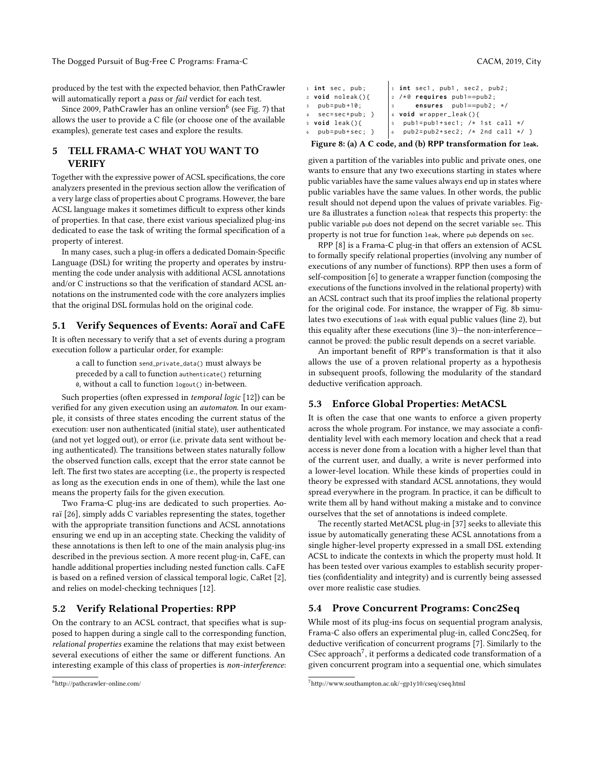produced by the test with the expected behavior, then PathCrawler will automatically report a *pass* or *fail* verdict for each test.

Since 2009, PathCrawler has an online version[6] (see Fig. 7) that allows the user to provide a C file (or choose one of the available examples), generate test cases and explore the results.

## 5 TELL FRAMA-C WHAT YOU WANT TO VERIFY

Together with the expressive power of ACSL specifications, the core analyzers presented in the previous section allow the verification of a very large class of properties about C programs. However, the bare ACSL language makes it sometimes difficult to express other kinds of properties. In that case, there exist various specialized plug-ins dedicated to ease the task of writing the formal specification of a property of interest.

In many cases, such a plug-in offers a dedicated Domain-Specific Language (DSL) for writing the property and operates by instrumenting the code under analysis with additional ACSL annotations and/or C instructions so that the verification of standard ACSL annotations on the instrumented code with the core analyzers implies that the original DSL formulas hold on the original code.

### 5.1 Verify Sequences of Events: Aoraï and CaFE

It is often necessary to verify that a set of events during a program execution follow a particular order, for example:

> a call to function `send_private_data()` must always be preceded by a call to function `authenticate()` returning `0`, without a call to function `logout()` in-between.

Such properties (often expressed in *temporal logic* [12]) can be verified for any given execution using an *automaton*. In our example, it consists of three states encoding the current status of the execution: user non authenticated (initial state), user authenticated (and not yet logged out), or error (i.e. private data sent without being authenticated). The transitions between states naturally follow the observed function calls, except that the error state cannot be left. The first two states are accepting (i.e., the property is respected as long as the execution ends in one of them), while the last one means the property fails for the given execution.

Two Frama-C plug-ins are dedicated to such properties. Aoraï [26], simply adds C variables representing the states, together with the appropriate transition functions and ACSL annotations ensuring we end up in an accepting state. Checking the validity of these annotations is then left to one of the main analysis plug-ins described in the previous section. A more recent plug-in, CaFE, can handle additional properties including nested function calls. CaFE is based on a refined version of classical temporal logic, CaRet [2], and relies on model-checking techniques [12].

### 5.2 Verify Relational Properties: RPP

On the contrary to an ACSL contract, that specifies what is supposed to happen during a single call to the corresponding function, *relational properties* examine the relations that may exist between several executions of either the same or different functions. An interesting example of this class of properties is *non-interference*: given a partition of the variables into public and private ones, one wants to ensure that any two executions starting in states where public variables have the same values always end up in states where public variables have the same values. In other words, the public result should not depend upon the values of private variables. Figure 8a illustrates a function `noleak` that respects this property: the public variable `pub` does not depend on the secret variable `sec`. This property is not true for function `leak`, where `pub` depends on `sec`.

```
1 int sec, pub;
2 void noleak(){
3   pub=pub+10;
4   sec=sec+pub; }
5 void leak(){
6   pub=pub+sec; }
```

```
1 int sec1, pub1, sec2, pub2;
2 /*@ requires pub1==pub2;
3     ensures  pub1==pub2; */
4 void wrapper_leak(){
5  pub1=pub1+sec1; /* 1st call */
6  pub2=pub2+sec2; /* 2nd call */ }
```

**Figure 8: (a) A C code, and (b) RPP transformation for `leak`.**

RPP [8] is a Frama-C plug-in that offers an extension of ACSL to formally specify relational properties (involving any number of executions of any number of functions). RPP then uses a form of self-composition [6] to generate a wrapper function (composing the executions of the functions involved in the relational property) with an ACSL contract such that its proof implies the relational property for the original code. For instance, the wrapper of Fig. 8b simulates two executions of `leak` with equal public values (line 2), but this equality after these executions (line 3)—the non-interference—cannot be proved: the public result depends on a secret variable.

An important benefit of RPP's transformation is that it also allows the use of a proven relational property as a hypothesis in subsequent proofs, following the modularity of the standard deductive verification approach.

### 5.3 Enforce Global Properties: MetACSL

It is often the case that one wants to enforce a given property across the whole program. For instance, we may associate a confidentiality level with each memory location and check that a read access is never done from a location with a higher level than that of the current user, and dually, a write is never performed into a lower-level location. While these kinds of properties could in theory be expressed with standard ACSL annotations, they would spread everywhere in the program. In practice, it can be difficult to write them all by hand without making a mistake and to convince ourselves that the set of annotations is indeed complete.

The recently started MetACSL plug-in [37] seeks to alleviate this issue by automatically generating these ACSL annotations from a single higher-level property expressed in a small DSL extending ACSL to indicate the contexts in which the property must hold. It has been tested over various examples to establish security properties (confidentiality and integrity) and is currently being assessed over more realistic case studies.

### 5.4 Prove Concurrent Programs: Conc2Seq

While most of its plug-ins focus on sequential program analysis, Frama-C also offers an experimental plug-in, called Conc2Seq, for deductive verification of concurrent programs [7]. Similarly to the CSec approach[7], it performs a dedicated code transformation of a given concurrent program into a sequential one, which simulates

[6] http://pathcrawler-online.com/

[7] http://www.southampton.ac.uk/~gp1y10/cseq/cseq.html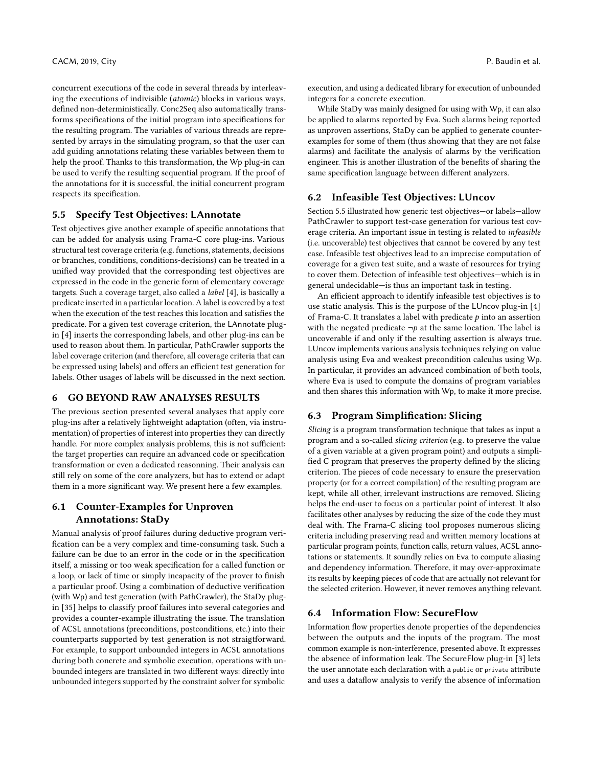concurrent executions of the code in several threads by interleaving the executions of indivisible (*atomic*) blocks in various ways, defined non-deterministically. Conc2Seq also automatically transforms specifications of the initial program into specifications for the resulting program. The variables of various threads are represented by arrays in the simulating program, so that the user can add guiding annotations relating these variables between them to help the proof. Thanks to this transformation, the Wp plug-in can be used to verify the resulting sequential program. If the proof of the annotations for it is successful, the initial concurrent program respects its specification.

### 5.5 Specify Test Objectives: LAnnotate

Test objectives give another example of specific annotations that can be added for analysis using Frama-C core plug-ins. Various structural test coverage criteria (e.g. functions, statements, decisions or branches, conditions, conditions-decisions) can be treated in a unified way provided that the corresponding test objectives are expressed in the code in the generic form of elementary coverage targets. Such a coverage target, also called a *label* [4], is basically a predicate inserted in a particular location. A label is covered by a test when the execution of the test reaches this location and satisfies the predicate. For a given test coverage criterion, the LAnnotate plug-in [4] inserts the corresponding labels, and other plug-ins can be used to reason about them. In particular, PathCrawler supports the label coverage criterion (and therefore, all coverage criteria that can be expressed using labels) and offers an efficient test generation for labels. Other usages of labels will be discussed in the next section.

## 6 GO BEYOND RAW ANALYSES RESULTS

The previous section presented several analyses that apply core plug-ins after a relatively lightweight adaptation (often, via instrumentation) of properties of interest into properties they can directly handle. For more complex analysis problems, this is not sufficient: the target properties can require an advanced code or specification transformation or even a dedicated reasonning. Their analysis can still rely on some of the core analyzers, but has to extend or adapt them in a more significant way. We present here a few examples.

### 6.1 Counter-Examples for Unproven Annotations: StaDy

Manual analysis of proof failures during deductive program verification can be a very complex and time-consuming task. Such a failure can be due to an error in the code or in the specification itself, a missing or too weak specification for a called function or a loop, or lack of time or simply incapacity of the prover to finish a particular proof. Using a combination of deductive verification (with Wp) and test generation (with PathCrawler), the StaDy plug-in [35] helps to classify proof failures into several categories and provides a counter-example illustrating the issue. The translation of ACSL annotations (preconditions, postconditions, etc.) into their counterparts supported by test generation is not straigtforward. For example, to support unbounded integers in ACSL annotations during both concrete and symbolic execution, operations with unbounded integers are translated in two different ways: directly into unbounded integers supported by the constraint solver for symbolic execution, and using a dedicated library for execution of unbounded integers for a concrete execution.

While StaDy was mainly designed for using with Wp, it can also be applied to alarms reported by Eva. Such alarms being reported as unproven assertions, StaDy can be applied to generate counter-examples for some of them (thus showing that they are not false alarms) and facilitate the analysis of alarms by the verification engineer. This is another illustration of the benefits of sharing the same specification language between different analyzers.

### 6.2 Infeasible Test Objectives: LUncov

Section 5.5 illustrated how generic test objectives—or labels—allow PathCrawler to support test-case generation for various test coverage criteria. An important issue in testing is related to *infeasible* (i.e. uncoverable) test objectives that cannot be covered by any test case. Infeasible test objectives lead to an imprecise computation of coverage for a given test suite, and a waste of resources for trying to cover them. Detection of infeasible test objectives—which is in general undecidable—is thus an important task in testing.

An efficient approach to identify infeasible test objectives is to use static analysis. This is the purpose of the LUncov plug-in [4] of Frama-C. It translates a label with predicate $p$ into an assertion with the negated predicate $\neg p$ at the same location. The label is uncoverable if and only if the resulting assertion is always true. LUncov implements various analysis techniques relying on value analysis using Eva and weakest precondition calculus using Wp. In particular, it provides an advanced combination of both tools, where Eva is used to compute the domains of program variables and then shares this information with Wp, to make it more precise.

### 6.3 Program Simplification: Slicing

*Slicing* is a program transformation technique that takes as input a program and a so-called *slicing criterion* (e.g. to preserve the value of a given variable at a given program point) and outputs a simplified C program that preserves the property defined by the slicing criterion. The pieces of code necessary to ensure the preservation property (or for a correct compilation) of the resulting program are kept, while all other, irrelevant instructions are removed. Slicing helps the end-user to focus on a particular point of interest. It also facilitates other analyses by reducing the size of the code they must deal with. The Frama-C slicing tool proposes numerous slicing criteria including preserving read and written memory locations at particular program points, function calls, return values, ACSL annotations or statements. It soundly relies on Eva to compute aliasing and dependency information. Therefore, it may over-approximate its results by keeping pieces of code that are actually not relevant for the selected criterion. However, it never removes anything relevant.

### 6.4 Information Flow: SecureFlow

Information flow properties denote properties of the dependencies between the outputs and the inputs of the program. The most common example is non-interference, presented above. It expresses the absence of information leak. The SecureFlow plug-in [3] lets the user annotate each declaration with a `public` or `private` attribute and uses a dataflow analysis to verify the absence of information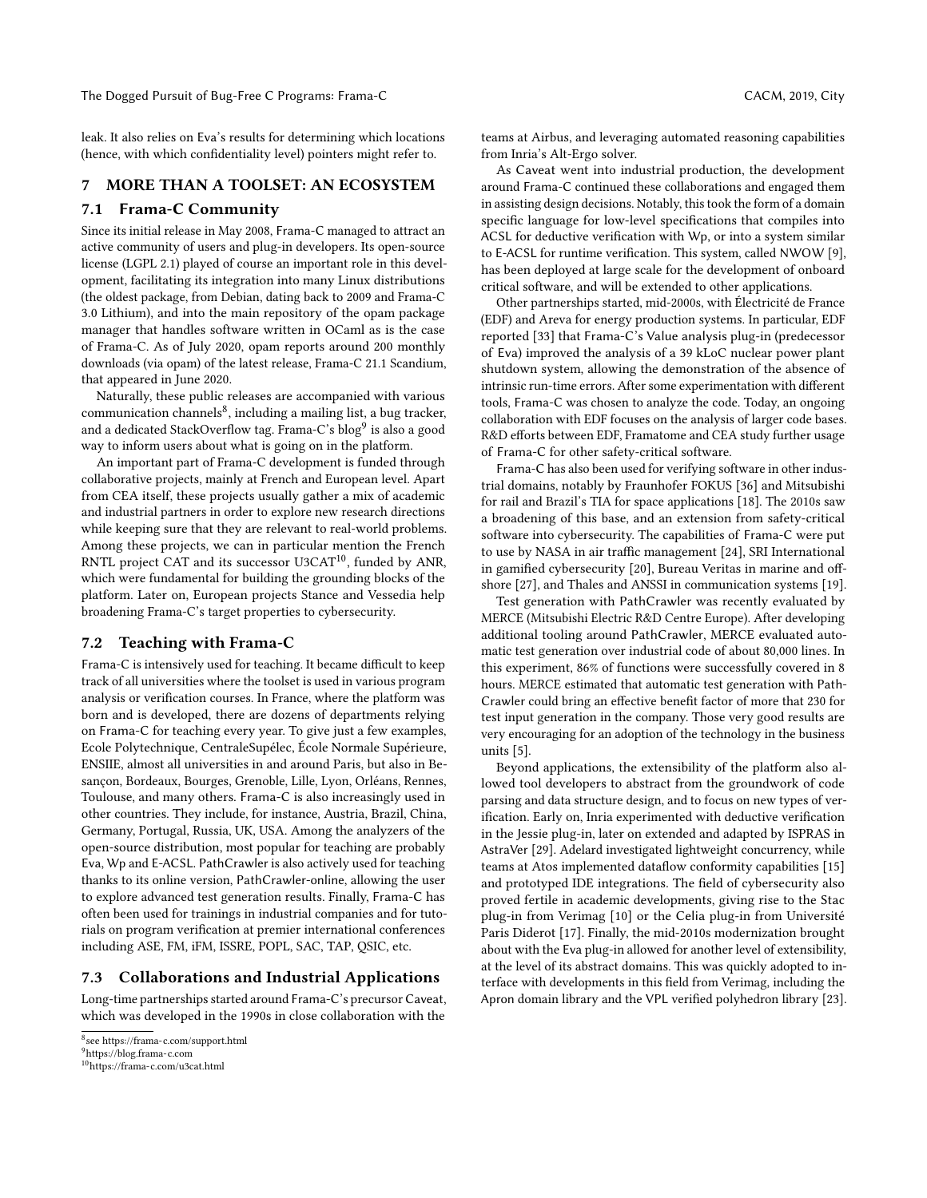leak. It also relies on Eva's results for determining which locations (hence, with which confidentiality level) pointers might refer to.

## 7 MORE THAN A TOOLSET: AN ECOSYSTEM

### 7.1 Frama-C Community

Since its initial release in May 2008, Frama-C managed to attract an active community of users and plug-in developers. Its open-source license (LGPL 2.1) played of course an important role in this development, facilitating its integration into many Linux distributions (the oldest package, from Debian, dating back to 2009 and Frama-C 3.0 Lithium), and into the main repository of the opam package manager that handles software written in OCaml as is the case of Frama-C. As of July 2020, opam reports around 200 monthly downloads (via opam) of the latest release, Frama-C 21.1 Scandium, that appeared in June 2020.

Naturally, these public releases are accompanied with various communication channels[8], including a mailing list, a bug tracker, and a dedicated StackOverflow tag. Frama-C's blog[9] is also a good way to inform users about what is going on in the platform.

An important part of Frama-C development is funded through collaborative projects, mainly at French and European level. Apart from CEA itself, these projects usually gather a mix of academic and industrial partners in order to explore new research directions while keeping sure that they are relevant to real-world problems. Among these projects, we can in particular mention the French RNTL project CAT and its successor U3CAT[10], funded by ANR, which were fundamental for building the grounding blocks of the platform. Later on, European projects Stance and Vessedia help broadening Frama-C's target properties to cybersecurity.

### 7.2 Teaching with Frama-C

Frama-C is intensively used for teaching. It became difficult to keep track of all universities where the toolset is used in various program analysis or verification courses. In France, where the platform was born and is developed, there are dozens of departments relying on Frama-C for teaching every year. To give just a few examples, Ecole Polytechnique, CentraleSupélec, École Normale Supérieure, ENSIIE, almost all universities in and around Paris, but also in Besançon, Bordeaux, Bourges, Grenoble, Lille, Lyon, Orléans, Rennes, Toulouse, and many others. Frama-C is also increasingly used in other countries. They include, for instance, Austria, Brazil, China, Germany, Portugal, Russia, UK, USA. Among the analyzers of the open-source distribution, most popular for teaching are probably Eva, Wp and E-ACSL. PathCrawler is also actively used for teaching thanks to its online version, PathCrawler-online, allowing the user to explore advanced test generation results. Finally, Frama-C has often been used for trainings in industrial companies and for tutorials on program verification at premier international conferences including ASE, FM, iFM, ISSRE, POPL, SAC, TAP, QSIC, etc.

### 7.3 Collaborations and Industrial Applications

Long-time partnerships started around Frama-C's precursor Caveat, which was developed in the 1990s in close collaboration with the teams at Airbus, and leveraging automated reasoning capabilities from Inria's Alt-Ergo solver.

As Caveat went into industrial production, the development around Frama-C continued these collaborations and engaged them in assisting design decisions. Notably, this took the form of a domain specific language for low-level specifications that compiles into ACSL for deductive verification with Wp, or into a system similar to E-ACSL for runtime verification. This system, called NWOW [9], has been deployed at large scale for the development of onboard critical software, and will be extended to other applications.

Other partnerships started, mid-2000s, with Électricité de France (EDF) and Areva for energy production systems. In particular, EDF reported [33] that Frama-C's Value analysis plug-in (predecessor of Eva) improved the analysis of a 39 kLoC nuclear power plant shutdown system, allowing the demonstration of the absence of intrinsic run-time errors. After some experimentation with different tools, Frama-C was chosen to analyze the code. Today, an ongoing collaboration with EDF focuses on the analysis of larger code bases. R&D efforts between EDF, Framatome and CEA study further usage of Frama-C for other safety-critical software.

Frama-C has also been used for verifying software in other industrial domains, notably by Fraunhofer FOKUS [36] and Mitsubishi for rail and Brazil's TIA for space applications [18]. The 2010s saw a broadening of this base, and an extension from safety-critical software into cybersecurity. The capabilities of Frama-C were put to use by NASA in air traffic management [24], SRI International in gamified cybersecurity [20], Bureau Veritas in marine and offshore [27], and Thales and ANSSI in communication systems [19].

Test generation with PathCrawler was recently evaluated by MERCE (Mitsubishi Electric R&D Centre Europe). After developing additional tooling around PathCrawler, MERCE evaluated automatic test generation over industrial code of about 80,000 lines. In this experiment, 86% of functions were successfully covered in 8 hours. MERCE estimated that automatic test generation with PathCrawler could bring an effective benefit factor of more that 230 for test input generation in the company. Those very good results are very encouraging for an adoption of the technology in the business units [5].

Beyond applications, the extensibility of the platform also allowed tool developers to abstract from the groundwork of code parsing and data structure design, and to focus on new types of verification. Early on, Inria experimented with deductive verification in the Jessie plug-in, later on extended and adapted by ISPRAS in AstraVer [29]. Adelard investigated lightweight concurrency, while teams at Atos implemented dataflow conformity capabilities [15] and prototyped IDE integrations. The field of cybersecurity also proved fertile in academic developments, giving rise to the Stac plug-in from Verimag [10] or the Celia plug-in from Université Paris Diderot [17]. Finally, the mid-2010s modernization brought about with the Eva plug-in allowed for another level of extensibility, at the level of its abstract domains. This was quickly adopted to interface with developments in this field from Verimag, including the Apron domain library and the VPL verified polyhedron library [23].

---

[8] see https://frama-c.com/support.html

[9] https://blog.frama-c.com

[10] https://frama-c.com/u3cat.html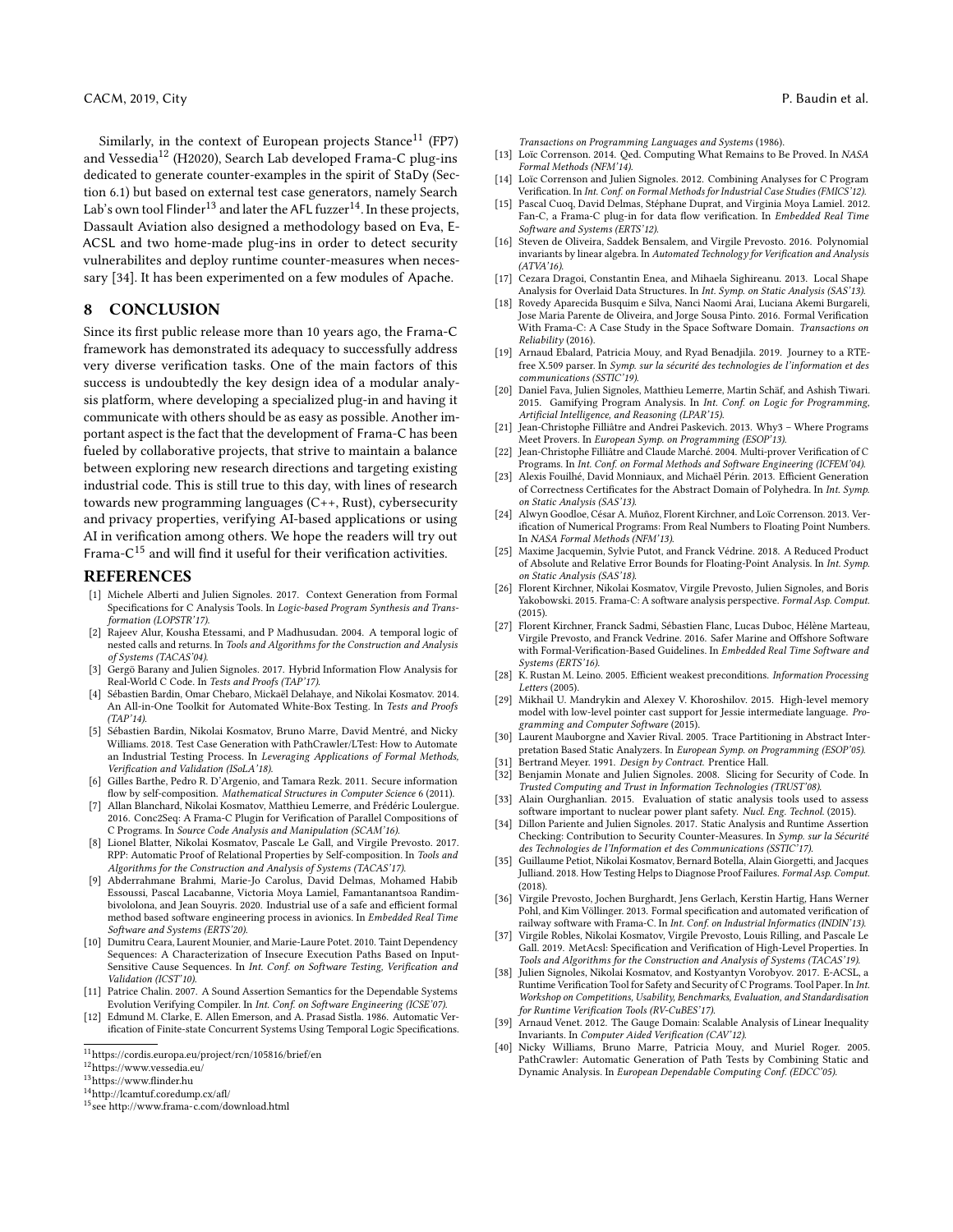Similarly, in the context of European projects Stance[11] (FP7) and Vessedia[12] (H2020), Search Lab developed Frama-C plug-ins dedicated to generate counter-examples in the spirit of StaDy (Section 6.1) but based on external test case generators, namely Search Lab's own tool Flinder[13] and later the AFL fuzzer[14]. In these projects, Dassault Aviation also designed a methodology based on Eva, E-ACSL and two home-made plug-ins in order to detect security vulnerabilites and deploy runtime counter-measures when necessary [34]. It has been experimented on a few modules of Apache.

## 8 CONCLUSION

Since its first public release more than 10 years ago, the Frama-C framework has demonstrated its adequacy to successfully address very diverse verification tasks. One of the main factors of this success is undoubtedly the key design idea of a modular analysis platform, where developing a specialized plug-in and having it communicate with others should be as easy as possible. Another important aspect is the fact that the development of Frama-C has been fueled by collaborative projects, that strive to maintain a balance between exploring new research directions and targeting existing industrial code. This is still true to this day, with lines of research towards new programming languages (C++, Rust), cybersecurity and privacy properties, verifying AI-based applications or using AI in verification among others. We hope the readers will try out Frama-C[15] and will find it useful for their verification activities.

## REFERENCES

- [1] Michele Alberti and Julien Signoles. 2017. Context Generation from Formal Specifications for C Analysis Tools. In *Logic-based Program Synthesis and Transformation (LOPSTR'17)*.
- [2] Rajeev Alur, Kousha Etessami, and P Madhusudan. 2004. A temporal logic of nested calls and returns. In *Tools and Algorithms for the Construction and Analysis of Systems (TACAS'04)*.
- [3] Gergö Barany and Julien Signoles. 2017. Hybrid Information Flow Analysis for Real-World C Code. In *Tests and Proofs (TAP'17)*.
- [4] Sébastien Bardin, Omar Chebaro, Mickaël Delahaye, and Nikolai Kosmatov. 2014. An All-in-One Toolkit for Automated White-Box Testing. In *Tests and Proofs (TAP'14)*.
- [5] Sébastien Bardin, Nikolai Kosmatov, Bruno Marre, David Mentré, and Nicky Williams. 2018. Test Case Generation with PathCrawler/LTest: How to Automate an Industrial Testing Process. In *Leveraging Applications of Formal Methods, Verification and Validation (ISoLA'18)*.
- [6] Gilles Barthe, Pedro R. D'Argenio, and Tamara Rezk. 2011. Secure information flow by self-composition. *Mathematical Structures in Computer Science* 6 (2011).
- [7] Allan Blanchard, Nikolai Kosmatov, Matthieu Lemerre, and Frédéric Loulergue. 2016. Conc2Seq: A Frama-C Plugin for Verification of Parallel Compositions of C Programs. In *Source Code Analysis and Manipulation (SCAM'16)*.
- [8] Lionel Blatter, Nikolai Kosmatov, Pascale Le Gall, and Virgile Prevosto. 2017. RPP: Automatic Proof of Relational Properties by Self-composition. In *Tools and Algorithms for the Construction and Analysis of Systems (TACAS'17)*.
- [9] Abderrahmane Brahmi, Marie-Jo Carolus, David Delmas, Mohamed Habib Essoussi, Pascal Lacabanne, Victoria Moya Lamiel, Famantanantsoa Randimbivololona, and Jean Souyris. 2020. Industrial use of a safe and efficient formal method based software engineering process in avionics. In *Embedded Real Time Software and Systems (ERTS'20)*.
- [10] Dumitru Ceara, Laurent Mounier, and Marie-Laure Potet. 2010. Taint Dependency Sequences: A Characterization of Insecure Execution Paths Based on Input-Sensitive Cause Sequences. In *Int. Conf. on Software Testing, Verification and Validation (ICST'10)*.
- [11] Patrice Chalin. 2007. A Sound Assertion Semantics for the Dependable Systems Evolution Verifying Compiler. In *Int. Conf. on Software Engineering (ICSE'07)*.
- [12] Edmund M. Clarke, E. Allen Emerson, and A. Prasad Sistla. 1986. Automatic Verification of Finite-state Concurrent Systems Using Temporal Logic Specifications. *Transactions on Programming Languages and Systems* (1986).
- [13] Loïc Correnson. 2014. Qed. Computing What Remains to Be Proved. In *NASA Formal Methods (NFM'14)*.
- [14] Loïc Correnson and Julien Signoles. 2012. Combining Analyses for C Program Verification. In *Int. Conf. on Formal Methods for Industrial Case Studies (FMICS'12)*.
- [15] Pascal Cuoq, David Delmas, Stéphane Duprat, and Virginia Moya Lamiel. 2012. Fan-C, a Frama-C plug-in for data flow verification. In *Embedded Real Time Software and Systems (ERTS'12)*.
- [16] Steven de Oliveira, Saddek Bensalem, and Virgile Prevosto. 2016. Polynomial invariants by linear algebra. In *Automated Technology for Verification and Analysis (ATVA'16)*.
- [17] Cezara Dragoi, Constantin Enea, and Mihaela Sighireanu. 2013. Local Shape Analysis for Overlaid Data Structures. In *Int. Symp. on Static Analysis (SAS'13)*.
- [18] Rovedy Aparecida Busquim e Silva, Nanci Naomi Arai, Luciana Akemi Burgareli, Jose Maria Parente de Oliveira, and Jorge Sousa Pinto. 2016. Formal Verification With Frama-C: A Case Study in the Space Software Domain. *Transactions on Reliability* (2016).
- [19] Arnaud Ebalard, Patricia Mouy, and Ryad Benadjila. 2019. Journey to a RTE-free X.509 parser. In *Symp. sur la sécurité des technologies de l'information et des communications (SSTIC'19)*.
- [20] Daniel Fava, Julien Signoles, Matthieu Lemerre, Martin Schäf, and Ashish Tiwari. 2015. Gamifying Program Analysis. In *Int. Conf. on Logic for Programming, Artificial Intelligence, and Reasoning (LPAR'15)*.
- [21] Jean-Christophe Filliâtre and Andrei Paskevich. 2013. Why3 – Where Programs Meet Provers. In *European Symp. on Programming (ESOP'13)*.
- [22] Jean-Christophe Filliâtre and Claude Marché. 2004. Multi-prover Verification of C Programs. In *Int. Conf. on Formal Methods and Software Engineering (ICFEM'04)*.
- [23] Alexis Fouilhé, David Monniaux, and Michaël Périn. 2013. Efficient Generation of Correctness Certificates for the Abstract Domain of Polyhedra. In *Int. Symp. on Static Analysis (SAS'13)*.
- [24] Alwyn Goodloe, César A. Muñoz, Florent Kirchner, and Loïc Correnson. 2013. Verification of Numerical Programs: From Real Numbers to Floating Point Numbers. In *NASA Formal Methods (NFM'13)*.
- [25] Maxime Jacquemin, Sylvie Putot, and Franck Védrine. 2018. A Reduced Product of Absolute and Relative Error Bounds for Floating-Point Analysis. In *Int. Symp. on Static Analysis (SAS'18)*.
- [26] Florent Kirchner, Nikolai Kosmatov, Virgile Prevosto, Julien Signoles, and Boris Yakobowski. 2015. Frama-C: A software analysis perspective. *Formal Asp. Comput.* (2015).
- [27] Florent Kirchner, Franck Sadmi, Sébastien Flanc, Lucas Duboc, Hélène Marteau, Virgile Prevosto, and Franck Vedrine. 2016. Safer Marine and Offshore Software with Formal-Verification-Based Guidelines. In *Embedded Real Time Software and Systems (ERTS'16)*.
- [28] K. Rustan M. Leino. 2005. Efficient weakest preconditions. *Information Processing Letters* (2005).
- [29] Mikhail U. Mandrykin and Alexey V. Khoroshilov. 2015. High-level memory model with low-level pointer cast support for Jessie intermediate language. *Programming and Computer Software* (2015).
- [30] Laurent Mauborgne and Xavier Rival. 2005. Trace Partitioning in Abstract Interpretation Based Static Analyzers. In *European Symp. on Programming (ESOP'05)*.
- [31] Bertrand Meyer. 1991. *Design by Contract*. Prentice Hall.
- [32] Benjamin Monate and Julien Signoles. 2008. Slicing for Security of Code. In *Trusted Computing and Trust in Information Technologies (TRUST'08)*.
- [33] Alain Ourghanlian. 2015. Evaluation of static analysis tools used to assess software important to nuclear power plant safety. *Nucl. Eng. Technol.* (2015).
- [34] Dillon Pariente and Julien Signoles. 2017. Static Analysis and Runtime Assertion Checking: Contribution to Security Counter-Measures. In *Symp. sur la Sécurité des Technologies de l'Information et des Communications (SSTIC'17)*.
- [35] Guillaume Petiot, Nikolai Kosmatov, Bernard Botella, Alain Giorgetti, and Jacques Julliand. 2018. How Testing Helps to Diagnose Proof Failures. *Formal Asp. Comput.* (2018).
- [36] Virgile Prevosto, Jochen Burghardt, Jens Gerlach, Kerstin Hartig, Hans Werner Pohl, and Kim Völlinger. 2013. Formal specification and automated verification of railway software with Frama-C. In *Int. Conf. on Industrial Informatics (INDIN'13)*.
- [37] Virgile Robles, Nikolai Kosmatov, Virgile Prevosto, Louis Rilling, and Pascale Le Gall. 2019. MetAcsl: Specification and Verification of High-Level Properties. In *Tools and Algorithms for the Construction and Analysis of Systems (TACAS'19)*.
- [38] Julien Signoles, Nikolai Kosmatov, and Kostyantyn Vorobyov. 2017. E-ACSL, a Runtime Verification Tool for Safety and Security of C Programs. Tool Paper. In *Int. Workshop on Competitions, Usability, Benchmarks, Evaluation, and Standardisation for Runtime Verification Tools (RV-CuBES'17)*.
- [39] Arnaud Venet. 2012. The Gauge Domain: Scalable Analysis of Linear Inequality Invariants. In *Computer Aided Verification (CAV'12)*.
- [40] Nicky Williams, Bruno Marre, Patricia Mouy, and Muriel Roger. 2005. PathCrawler: Automatic Generation of Path Tests by Combining Static and Dynamic Analysis. In *European Dependable Computing Conf. (EDCC'05)*.

---

[11] https://cordis.europa.eu/project/rcn/105816/brief/en

[12] https://www.vessedia.eu/

[13] https://www.flinder.hu

[14] http://lcamtuf.coredump.cx/afl/

[15] see http://www.frama-c.com/download.html